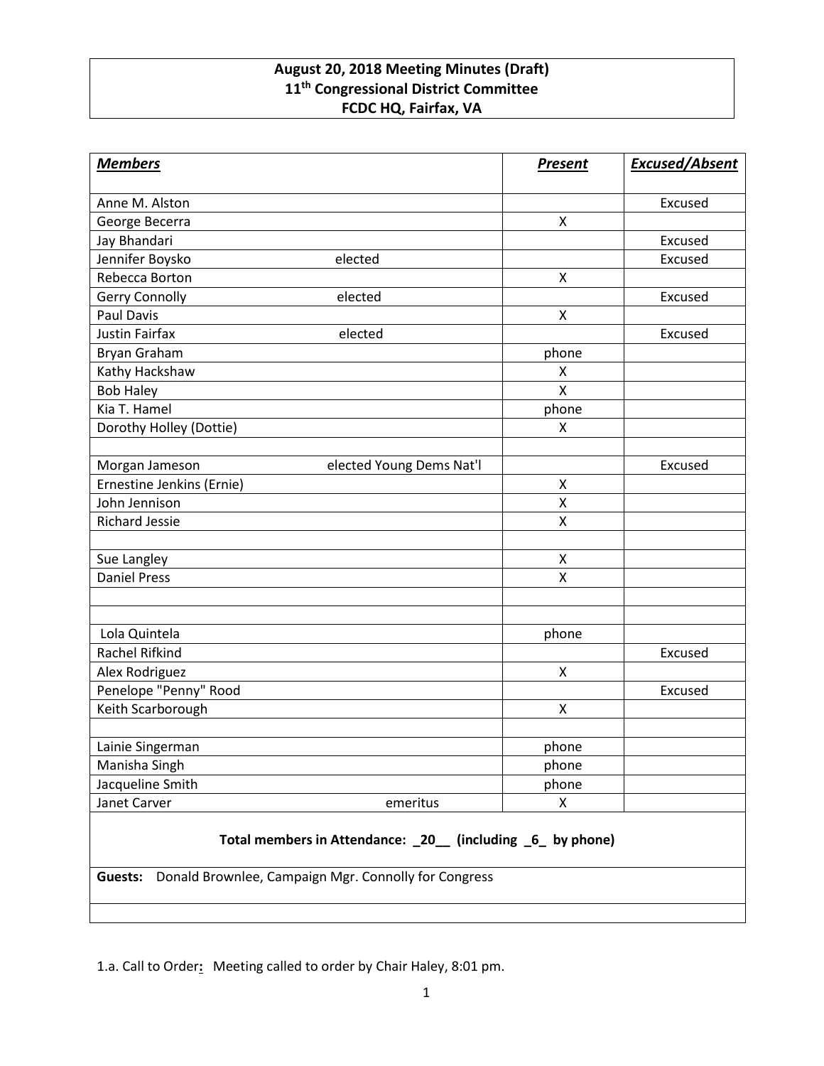**August 20, 2018 Meeting Minutes (Draft)**
**11th Congressional District Committee**
**FCDC HQ, Fairfax, VA**

| ***Members*** | | ***Present*** | ***Excused/Absent*** |
|---|---|---|---|
| Anne M. Alston | | | Excused |
| George Becerra | | X | |
| Jay Bhandari | | | Excused |
| Jennifer Boysko | elected | | Excused |
| Rebecca Borton | | X | |
| Gerry Connolly | elected | | Excused |
| Paul Davis | | X | |
| Justin Fairfax | elected | | Excused |
| Bryan Graham | | phone | |
| Kathy Hackshaw | | X | |
| Bob Haley | | X | |
| Kia T. Hamel | | phone | |
| Dorothy Holley (Dottie) | | X | |
| | | | |
| Morgan Jameson | elected Young Dems Nat'l | | Excused |
| Ernestine Jenkins (Ernie) | | X | |
| John Jennison | | X | |
| Richard Jessie | | X | |
| | | | |
| Sue Langley | | X | |
| Daniel Press | | X | |
| | | | |
| | | | |
| Lola Quintela | | phone | |
| Rachel Rifkind | | | Excused |
| Alex Rodriguez | | X | |
| Penelope "Penny" Rood | | | Excused |
| Keith Scarborough | | X | |
| | | | |
| Lainie Singerman | | phone | |
| Manisha Singh | | phone | |
| Jacqueline Smith | | phone | |
| Janet Carver | emeritus | X | |

**Total members in Attendance: _20__ (including _6_ by phone)**

**Guests:** Donald Brownlee, Campaign Mgr. Connolly for Congress

1.a. Call to Order**:** Meeting called to order by Chair Haley, 8:01 pm.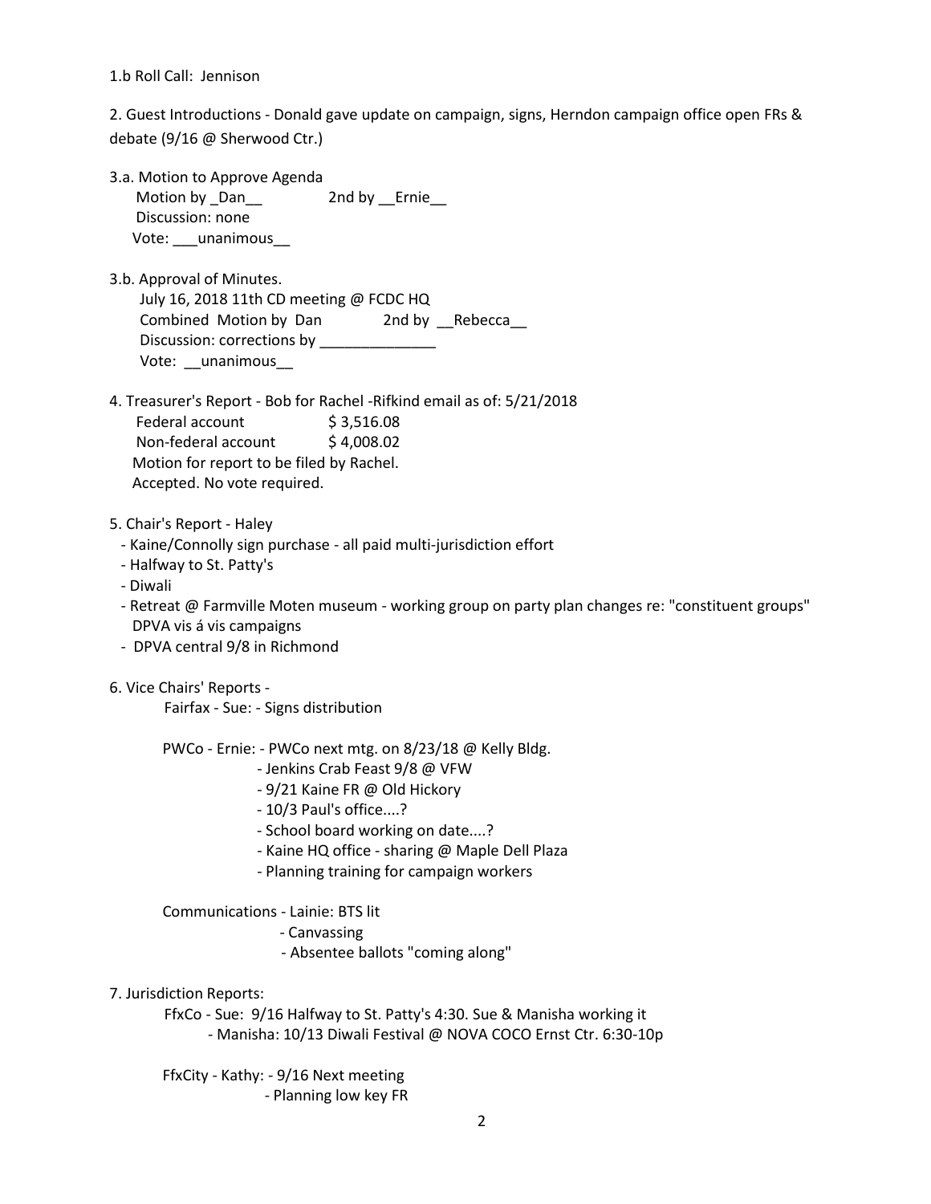1.b Roll Call: Jennison

2. Guest Introductions - Donald gave update on campaign, signs, Herndon campaign office open FRs & debate (9/16 @ Sherwood Ctr.)

3.a. Motion to Approve Agenda
   Motion by _Dan__   2nd by __Ernie__
   Discussion: none
   Vote: ___unanimous__

3.b. Approval of Minutes.
   July 16, 2018 11th CD meeting @ FCDC HQ
   Combined Motion by Dan   2nd by __Rebecca__
   Discussion: corrections by ______________
   Vote: __unanimous__

4. Treasurer's Report - Bob for Rachel -Rifkind email as of: 5/21/2018
   Federal account   $ 3,516.08
   Non-federal account   $ 4,008.02
   Motion for report to be filed by Rachel.
   Accepted. No vote required.

5. Chair's Report - Haley
   - Kaine/Connolly sign purchase - all paid multi-jurisdiction effort
   - Halfway to St. Patty's
   - Diwali
   - Retreat @ Farmville Moten museum - working group on party plan changes re: "constituent groups" DPVA vis á vis campaigns
   - DPVA central 9/8 in Richmond

6. Vice Chairs' Reports -
   Fairfax - Sue: - Signs distribution

   PWCo - Ernie: - PWCo next mtg. on 8/23/18 @ Kelly Bldg.
   - Jenkins Crab Feast 9/8 @ VFW
   - 9/21 Kaine FR @ Old Hickory
   - 10/3 Paul's office....?
   - School board working on date....?
   - Kaine HQ office - sharing @ Maple Dell Plaza
   - Planning training for campaign workers

   Communications - Lainie: BTS lit
   - Canvassing
   - Absentee ballots "coming along"

7. Jurisdiction Reports:
   FfxCo - Sue: 9/16 Halfway to St. Patty's 4:30. Sue & Manisha working it
   - Manisha: 10/13 Diwali Festival @ NOVA COCO Ernst Ctr. 6:30-10p

   FfxCity - Kathy: - 9/16 Next meeting
   - Planning low key FR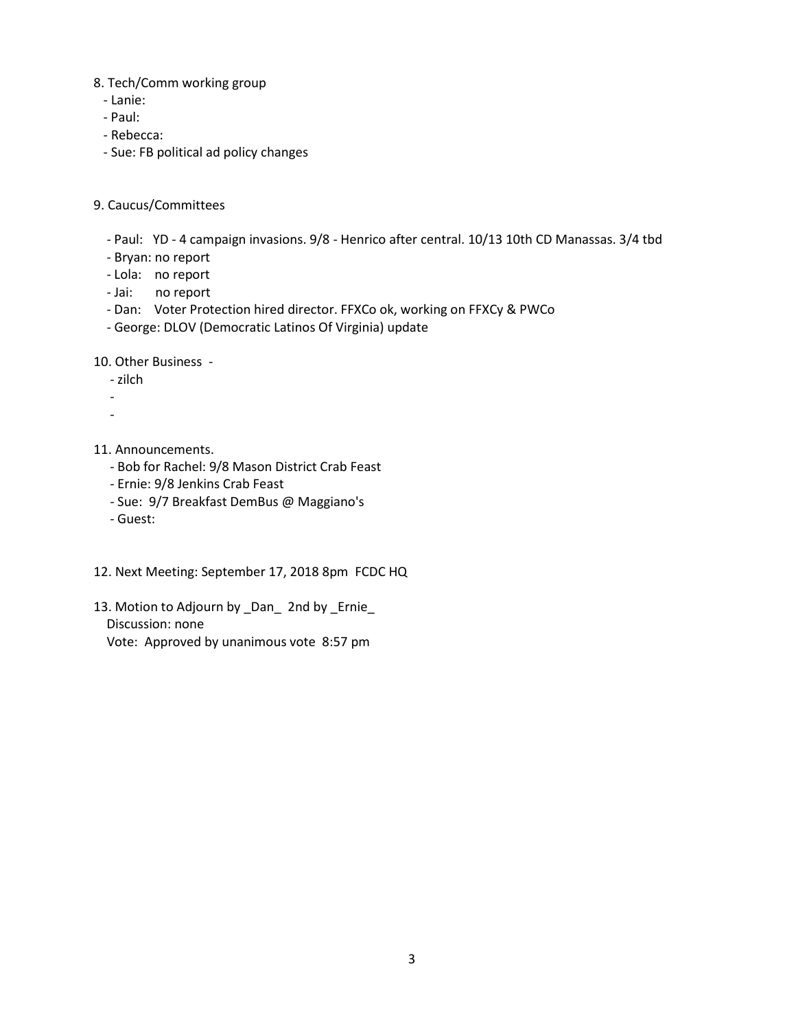8. Tech/Comm working group
  - Lanie:
  - Paul:
  - Rebecca:
  - Sue: FB political ad policy changes

9. Caucus/Committees

  - Paul: YD - 4 campaign invasions. 9/8 - Henrico after central. 10/13 10th CD Manassas. 3/4 tbd
  - Bryan: no report
  - Lola: no report
  - Jai: no report
  - Dan: Voter Protection hired director. FFXCo ok, working on FFXCy & PWCo
  - George: DLOV (Democratic Latinos Of Virginia) update

10. Other Business -
  - zilch
  -
  -

11. Announcements.
  - Bob for Rachel: 9/8 Mason District Crab Feast
  - Ernie: 9/8 Jenkins Crab Feast
  - Sue: 9/7 Breakfast DemBus @ Maggiano's
  - Guest:

12. Next Meeting: September 17, 2018 8pm FCDC HQ

13. Motion to Adjourn by _Dan_ 2nd by _Ernie_
   Discussion: none
   Vote: Approved by unanimous vote 8:57 pm